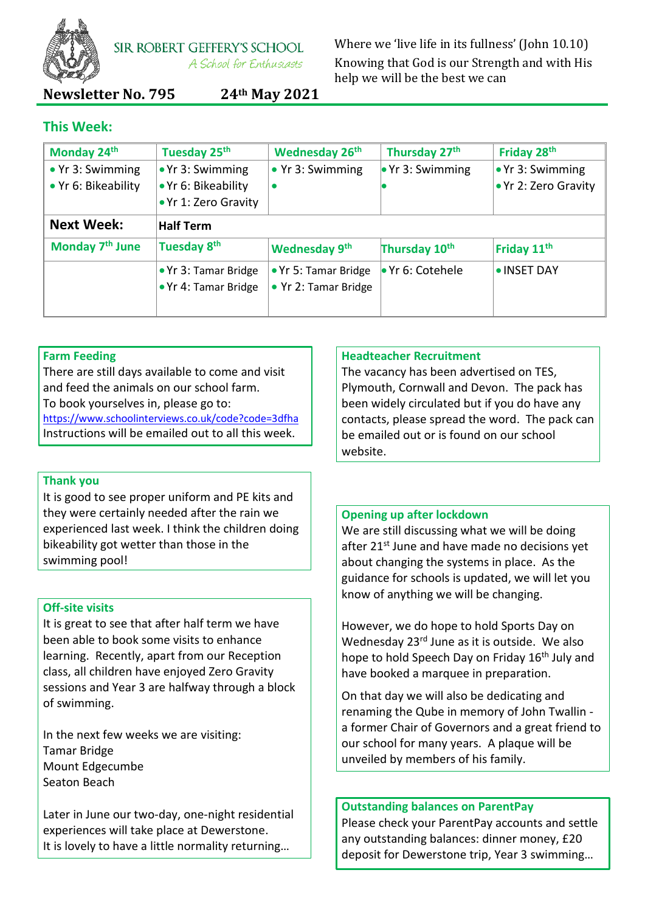# SIR ROBERT GEFFERY'S SCHOOL

*A School for Enthusiasts*

Where we 'live life in its fullness' (John 10.10)
Knowing that God is our Strength and with His help we will be the best we can

**Newsletter No. 795** **24th May 2021**

## This Week:

| Monday 24th | Tuesday 25th | Wednesday 26th | Thursday 27th | Friday 28th |
|---|---|---|---|---|
| • Yr 3: Swimming<br>• Yr 6: Bikeability | • Yr 3: Swimming<br>• Yr 6: Bikeability<br>• Yr 1: Zero Gravity | • Yr 3: Swimming<br>• | • Yr 3: Swimming<br>• | • Yr 3: Swimming<br>• Yr 2: Zero Gravity |
| **Next Week:** | **Half Term** | | | |
| **Monday 7th June** | **Tuesday 8th** | **Wednesday 9th** | **Thursday 10th** | **Friday 11th** |
| | • Yr 3: Tamar Bridge<br>• Yr 4: Tamar Bridge | • Yr 5: Tamar Bridge<br>• Yr 2: Tamar Bridge | • Yr 6: Cotehele | • INSET DAY |

### Farm Feeding

There are still days available to come and visit and feed the animals on our school farm.
To book yourselves in, please go to:
https://www.schoolinterviews.co.uk/code?code=3dfha
Instructions will be emailed out to all this week.

### Thank you

It is good to see proper uniform and PE kits and they were certainly needed after the rain we experienced last week. I think the children doing bikeability got wetter than those in the swimming pool!

### Off-site visits

It is great to see that after half term we have been able to book some visits to enhance learning. Recently, apart from our Reception class, all children have enjoyed Zero Gravity sessions and Year 3 are halfway through a block of swimming.

In the next few weeks we are visiting:
Tamar Bridge
Mount Edgecumbe
Seaton Beach

Later in June our two-day, one-night residential experiences will take place at Dewerstone.
It is lovely to have a little normality returning…

### Headteacher Recruitment

The vacancy has been advertised on TES, Plymouth, Cornwall and Devon. The pack has been widely circulated but if you do have any contacts, please spread the word. The pack can be emailed out or is found on our school website.

### Opening up after lockdown

We are still discussing what we will be doing after 21st June and have made no decisions yet about changing the systems in place. As the guidance for schools is updated, we will let you know of anything we will be changing.

However, we do hope to hold Sports Day on Wednesday 23rd June as it is outside. We also hope to hold Speech Day on Friday 16th July and have booked a marquee in preparation.

On that day we will also be dedicating and renaming the Qube in memory of John Twallin - a former Chair of Governors and a great friend to our school for many years. A plaque will be unveiled by members of his family.

### Outstanding balances on ParentPay

Please check your ParentPay accounts and settle any outstanding balances: dinner money, £20 deposit for Dewerstone trip, Year 3 swimming…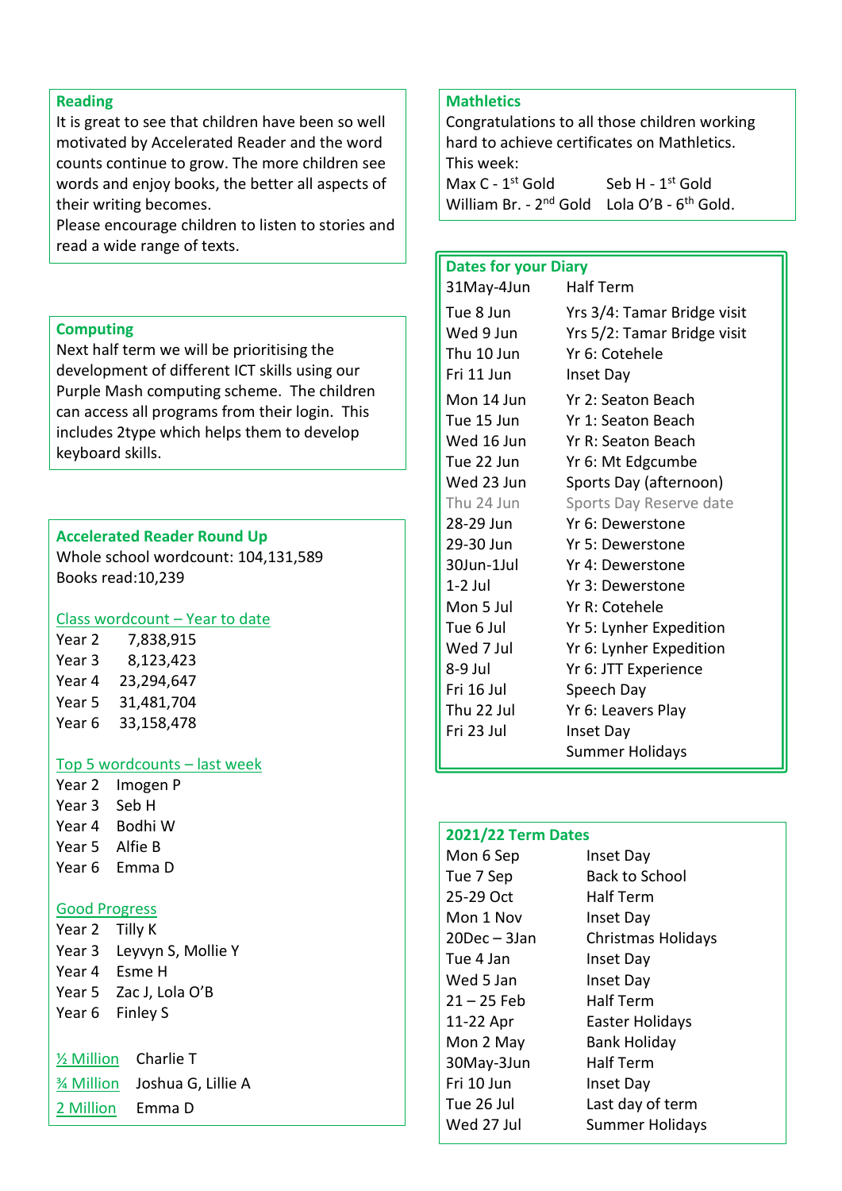## Reading

It is great to see that children have been so well motivated by Accelerated Reader and the word counts continue to grow. The more children see words and enjoy books, the better all aspects of their writing becomes.
Please encourage children to listen to stories and read a wide range of texts.

## Computing

Next half term we will be prioritising the development of different ICT skills using our Purple Mash computing scheme. The children can access all programs from their login. This includes 2type which helps them to develop keyboard skills.

## Accelerated Reader Round Up

Whole school wordcount: 104,131,589
Books read:10,239

### Class wordcount – Year to date

| | |
|---|---|
| Year 2 | 7,838,915 |
| Year 3 | 8,123,423 |
| Year 4 | 23,294,647 |
| Year 5 | 31,481,704 |
| Year 6 | 33,158,478 |

### Top 5 wordcounts – last week

| | |
|---|---|
| Year 2 | Imogen P |
| Year 3 | Seb H |
| Year 4 | Bodhi W |
| Year 5 | Alfie B |
| Year 6 | Emma D |

### Good Progress

| | |
|---|---|
| Year 2 | Tilly K |
| Year 3 | Leyvyn S, Mollie Y |
| Year 4 | Esme H |
| Year 5 | Zac J, Lola O'B |
| Year 6 | Finley S |

| | |
|---|---|
| ½ Million | Charlie T |
| ¾ Million | Joshua G, Lillie A |
| 2 Million | Emma D |

## Mathletics

Congratulations to all those children working hard to achieve certificates on Mathletics.
This week:

Max C - 1st Gold  Seb H - 1st Gold
William Br. - 2nd Gold  Lola O'B - 6th Gold.

## Dates for your Diary

| | |
|---|---|
| 31May-4Jun | Half Term |
| Tue 8 Jun | Yrs 3/4: Tamar Bridge visit |
| Wed 9 Jun | Yrs 5/2: Tamar Bridge visit |
| Thu 10 Jun | Yr 6: Cotehele |
| Fri 11 Jun | Inset Day |
| Mon 14 Jun | Yr 2: Seaton Beach |
| Tue 15 Jun | Yr 1: Seaton Beach |
| Wed 16 Jun | Yr R: Seaton Beach |
| Tue 22 Jun | Yr 6: Mt Edgcumbe |
| Wed 23 Jun | Sports Day (afternoon) |
| Thu 24 Jun | Sports Day Reserve date |
| 28-29 Jun | Yr 6: Dewerstone |
| 29-30 Jun | Yr 5: Dewerstone |
| 30Jun-1Jul | Yr 4: Dewerstone |
| 1-2 Jul | Yr 3: Dewerstone |
| Mon 5 Jul | Yr R: Cotehele |
| Tue 6 Jul | Yr 5: Lynher Expedition |
| Wed 7 Jul | Yr 6: Lynher Expedition |
| 8-9 Jul | Yr 6: JTT Experience |
| Fri 16 Jul | Speech Day |
| Thu 22 Jul | Yr 6: Leavers Play |
| Fri 23 Jul | Inset Day |
| | Summer Holidays |

## 2021/22 Term Dates

| | |
|---|---|
| Mon 6 Sep | Inset Day |
| Tue 7 Sep | Back to School |
| 25-29 Oct | Half Term |
| Mon 1 Nov | Inset Day |
| 20Dec – 3Jan | Christmas Holidays |
| Tue 4 Jan | Inset Day |
| Wed 5 Jan | Inset Day |
| 21 – 25 Feb | Half Term |
| 11-22 Apr | Easter Holidays |
| Mon 2 May | Bank Holiday |
| 30May-3Jun | Half Term |
| Fri 10 Jun | Inset Day |
| Tue 26 Jul | Last day of term |
| Wed 27 Jul | Summer Holidays |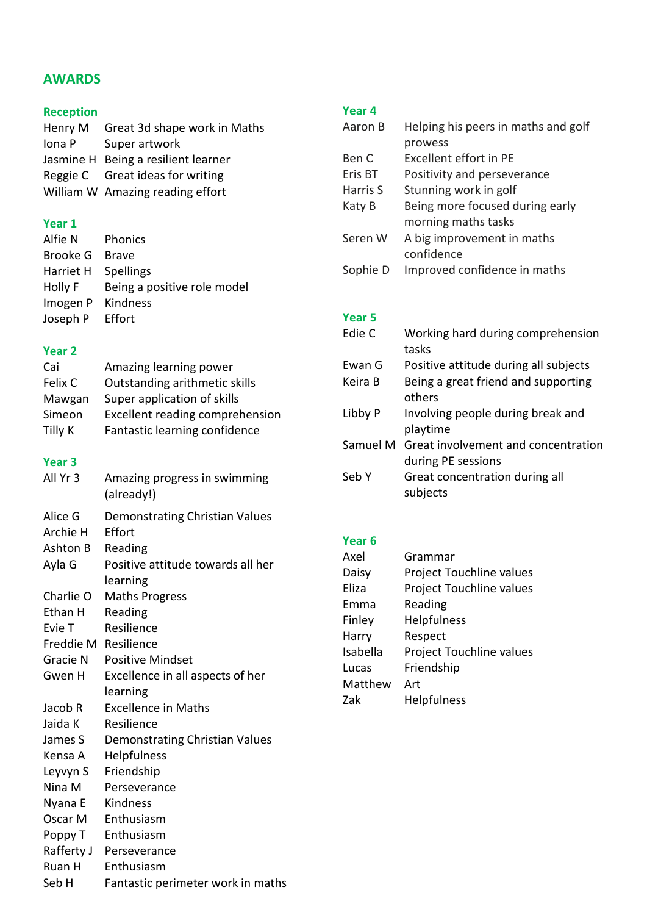## AWARDS

### Reception

| | |
|---|---|
| Henry M | Great 3d shape work in Maths |
| Iona P | Super artwork |
| Jasmine H | Being a resilient learner |
| Reggie C | Great ideas for writing |
| William W | Amazing reading effort |

### Year 1

| | |
|---|---|
| Alfie N | Phonics |
| Brooke G | Brave |
| Harriet H | Spellings |
| Holly F | Being a positive role model |
| Imogen P | Kindness |
| Joseph P | Effort |

### Year 2

| | |
|---|---|
| Cai | Amazing learning power |
| Felix C | Outstanding arithmetic skills |
| Mawgan | Super application of skills |
| Simeon | Excellent reading comprehension |
| Tilly K | Fantastic learning confidence |

### Year 3

| | |
|---|---|
| All Yr 3 | Amazing progress in swimming (already!) |
| Alice G | Demonstrating Christian Values |
| Archie H | Effort |
| Ashton B | Reading |
| Ayla G | Positive attitude towards all her learning |
| Charlie O | Maths Progress |
| Ethan H | Reading |
| Evie T | Resilience |
| Freddie M | Resilience |
| Gracie N | Positive Mindset |
| Gwen H | Excellence in all aspects of her learning |
| Jacob R | Excellence in Maths |
| Jaida K | Resilience |
| James S | Demonstrating Christian Values |
| Kensa A | Helpfulness |
| Leyvyn S | Friendship |
| Nina M | Perseverance |
| Nyana E | Kindness |
| Oscar M | Enthusiasm |
| Poppy T | Enthusiasm |
| Rafferty J | Perseverance |
| Ruan H | Enthusiasm |
| Seb H | Fantastic perimeter work in maths |

### Year 4

| | |
|---|---|
| Aaron B | Helping his peers in maths and golf prowess |
| Ben C | Excellent effort in PE |
| Eris BT | Positivity and perseverance |
| Harris S | Stunning work in golf |
| Katy B | Being more focused during early morning maths tasks |
| Seren W | A big improvement in maths confidence |
| Sophie D | Improved confidence in maths |

### Year 5

| | |
|---|---|
| Edie C | Working hard during comprehension tasks |
| Ewan G | Positive attitude during all subjects |
| Keira B | Being a great friend and supporting others |
| Libby P | Involving people during break and playtime |
| Samuel M | Great involvement and concentration during PE sessions |
| Seb Y | Great concentration during all subjects |

### Year 6

| | |
|---|---|
| Axel | Grammar |
| Daisy | Project Touchline values |
| Eliza | Project Touchline values |
| Emma | Reading |
| Finley | Helpfulness |
| Harry | Respect |
| Isabella | Project Touchline values |
| Lucas | Friendship |
| Matthew | Art |
| Zak | Helpfulness |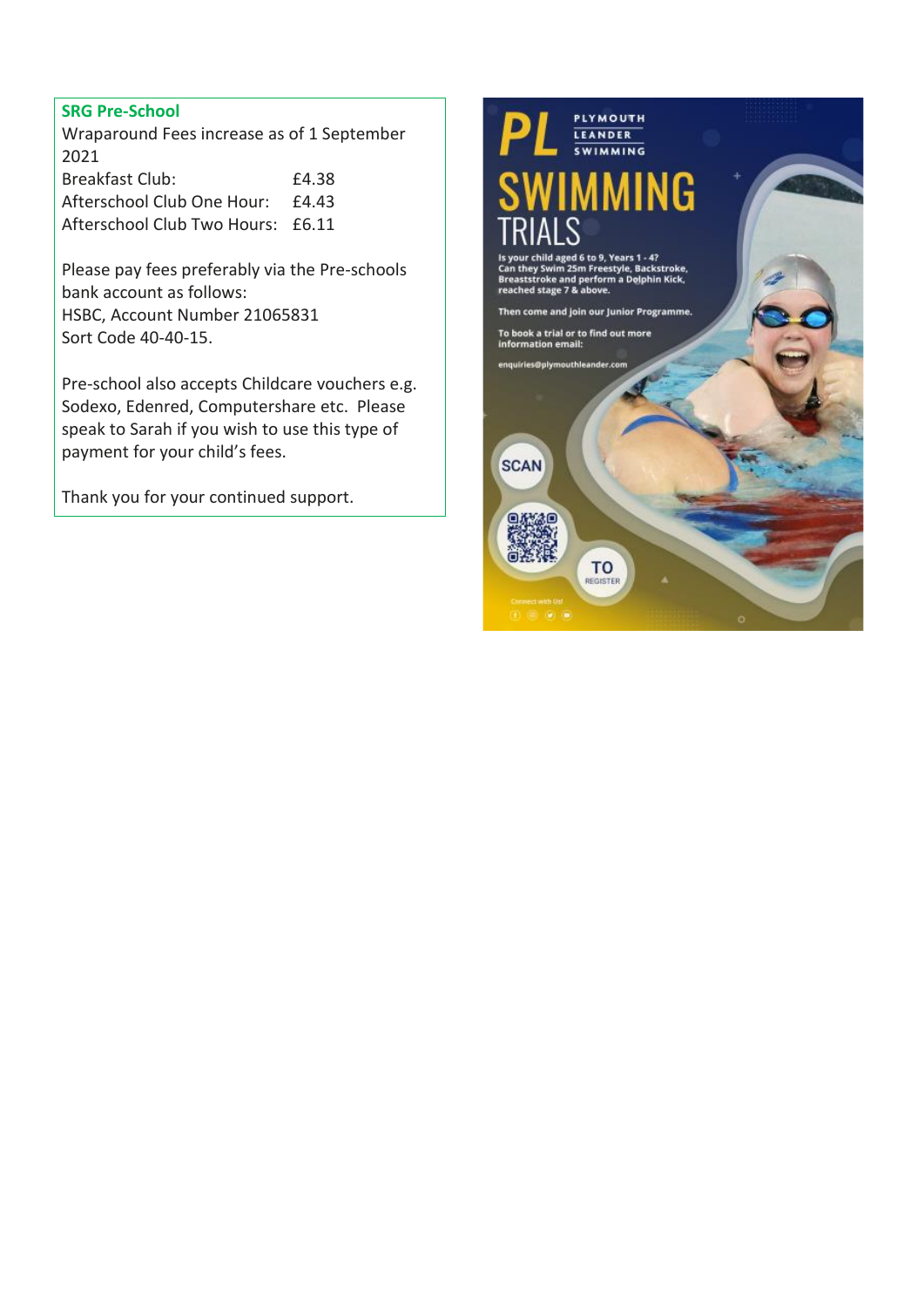**SRG Pre-School**

Wraparound Fees increase as of 1 September 2021

| | |
|---|---|
| Breakfast Club: | £4.38 |
| Afterschool Club One Hour: | £4.43 |
| Afterschool Club Two Hours: | £6.11 |

Please pay fees preferably via the Pre-schools bank account as follows:
HSBC, Account Number 21065831
Sort Code 40-40-15.

Pre-school also accepts Childcare vouchers e.g. Sodexo, Edenred, Computershare etc. Please speak to Sarah if you wish to use this type of payment for your child's fees.

Thank you for your continued support.

PL PLYMOUTH LEANDER SWIMMING

# SWIMMING TRIALS

Is your child aged 6 to 9, Years 1 - 4? Can they Swim 25m Freestyle, Backstroke, Breaststroke and perform a Dolphin Kick, reached stage 7 & above.

Then come and join our Junior Programme.

To book a trial or to find out more information email:

enquiries@plymouthleander.com

SCAN TO REGISTER

Connect with Us!